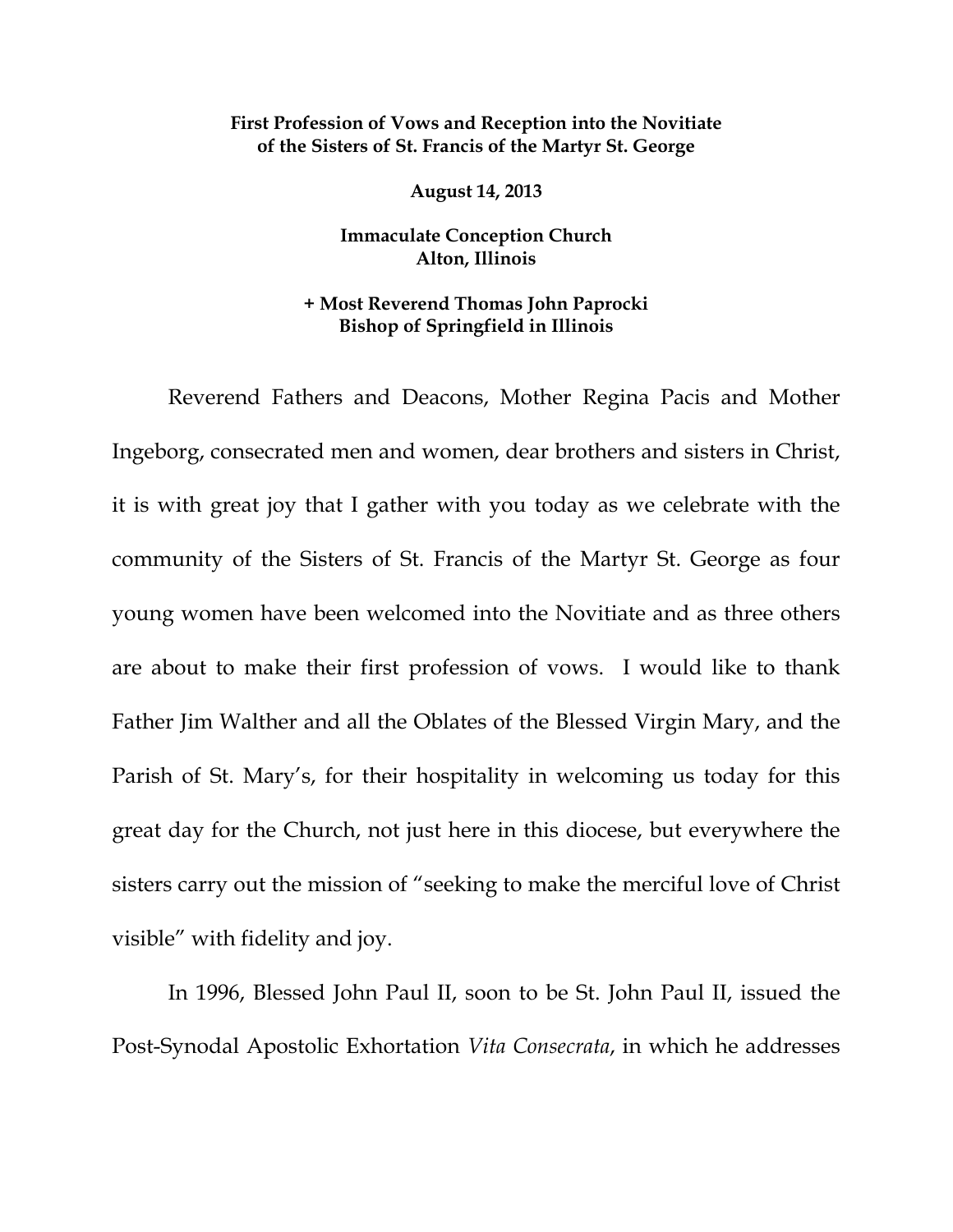**First Profession of Vows and Reception into the Novitiate of the Sisters of St. Francis of the Martyr St. George**

**August 14, 2013**

**Immaculate Conception Church**
**Alton, Illinois**

**+ Most Reverend Thomas John Paprocki**
**Bishop of Springfield in Illinois**

Reverend Fathers and Deacons, Mother Regina Pacis and Mother Ingeborg, consecrated men and women, dear brothers and sisters in Christ, it is with great joy that I gather with you today as we celebrate with the community of the Sisters of St. Francis of the Martyr St. George as four young women have been welcomed into the Novitiate and as three others are about to make their first profession of vows. I would like to thank Father Jim Walther and all the Oblates of the Blessed Virgin Mary, and the Parish of St. Mary's, for their hospitality in welcoming us today for this great day for the Church, not just here in this diocese, but everywhere the sisters carry out the mission of "seeking to make the merciful love of Christ visible" with fidelity and joy.

In 1996, Blessed John Paul II, soon to be St. John Paul II, issued the Post-Synodal Apostolic Exhortation *Vita Consecrata*, in which he addresses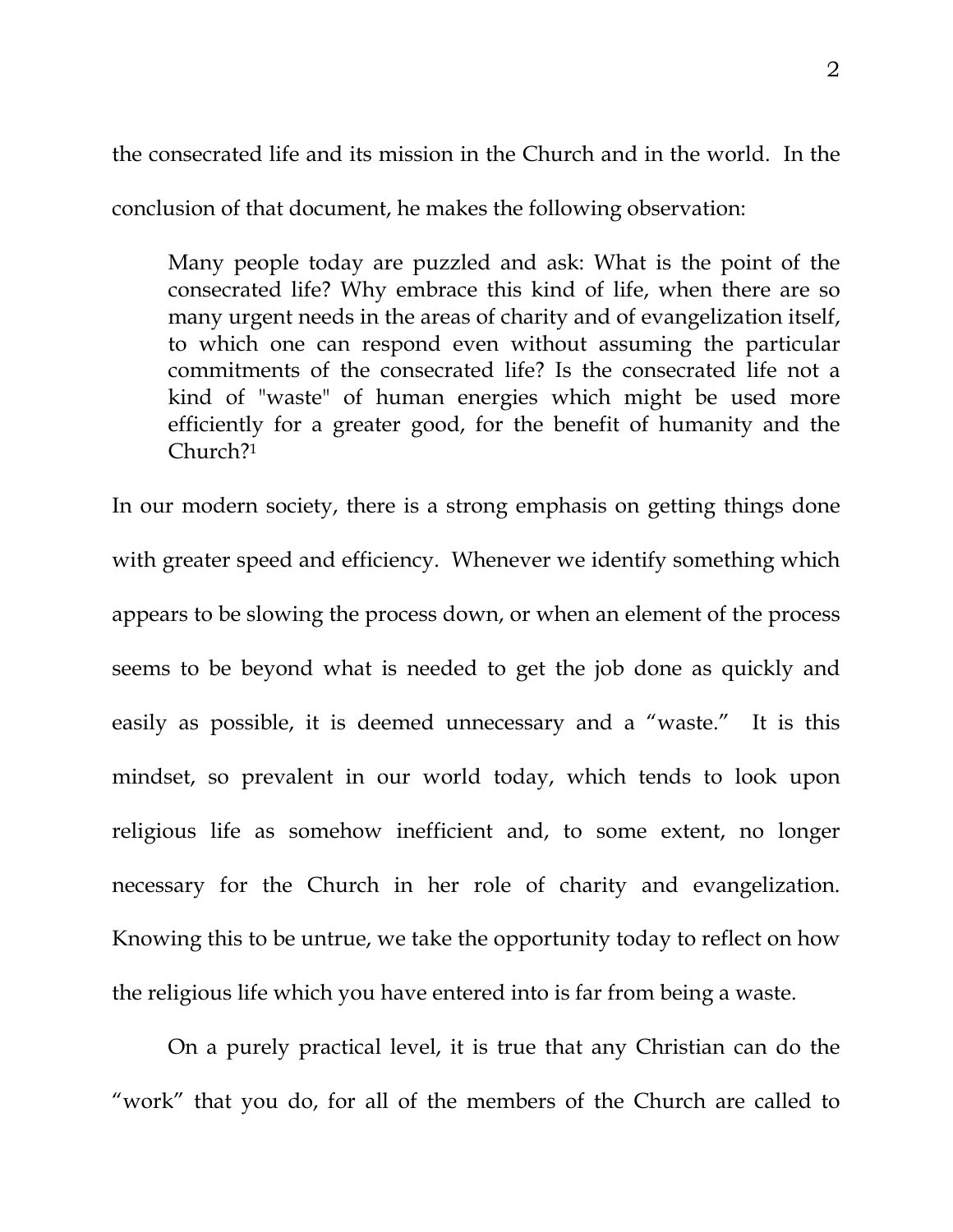the consecrated life and its mission in the Church and in the world. In the conclusion of that document, he makes the following observation:

> Many people today are puzzled and ask: What is the point of the consecrated life? Why embrace this kind of life, when there are so many urgent needs in the areas of charity and of evangelization itself, to which one can respond even without assuming the particular commitments of the consecrated life? Is the consecrated life not a kind of "waste" of human energies which might be used more efficiently for a greater good, for the benefit of humanity and the Church?[1]

In our modern society, there is a strong emphasis on getting things done with greater speed and efficiency. Whenever we identify something which appears to be slowing the process down, or when an element of the process seems to be beyond what is needed to get the job done as quickly and easily as possible, it is deemed unnecessary and a "waste." It is this mindset, so prevalent in our world today, which tends to look upon religious life as somehow inefficient and, to some extent, no longer necessary for the Church in her role of charity and evangelization. Knowing this to be untrue, we take the opportunity today to reflect on how the religious life which you have entered into is far from being a waste.

On a purely practical level, it is true that any Christian can do the "work" that you do, for all of the members of the Church are called to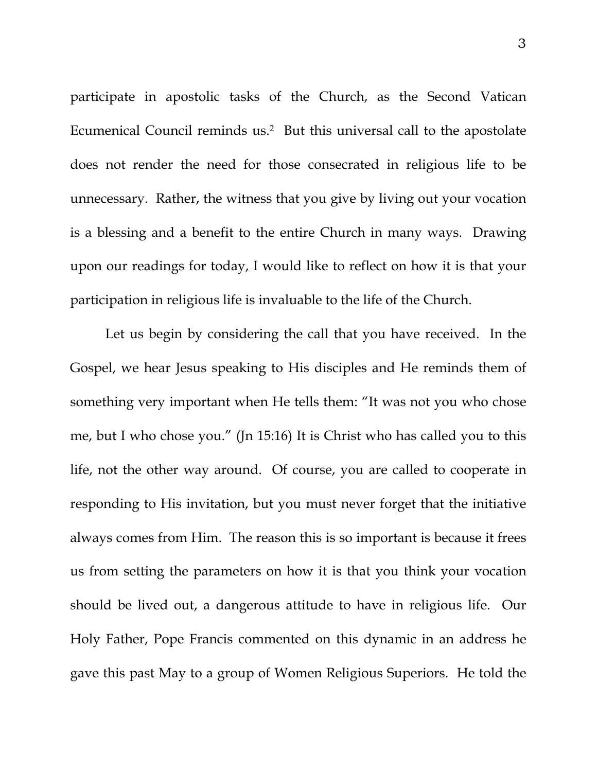participate in apostolic tasks of the Church, as the Second Vatican Ecumenical Council reminds us.[2] But this universal call to the apostolate does not render the need for those consecrated in religious life to be unnecessary. Rather, the witness that you give by living out your vocation is a blessing and a benefit to the entire Church in many ways. Drawing upon our readings for today, I would like to reflect on how it is that your participation in religious life is invaluable to the life of the Church.

Let us begin by considering the call that you have received. In the Gospel, we hear Jesus speaking to His disciples and He reminds them of something very important when He tells them: "It was not you who chose me, but I who chose you." (Jn 15:16) It is Christ who has called you to this life, not the other way around. Of course, you are called to cooperate in responding to His invitation, but you must never forget that the initiative always comes from Him. The reason this is so important is because it frees us from setting the parameters on how it is that you think your vocation should be lived out, a dangerous attitude to have in religious life. Our Holy Father, Pope Francis commented on this dynamic in an address he gave this past May to a group of Women Religious Superiors. He told the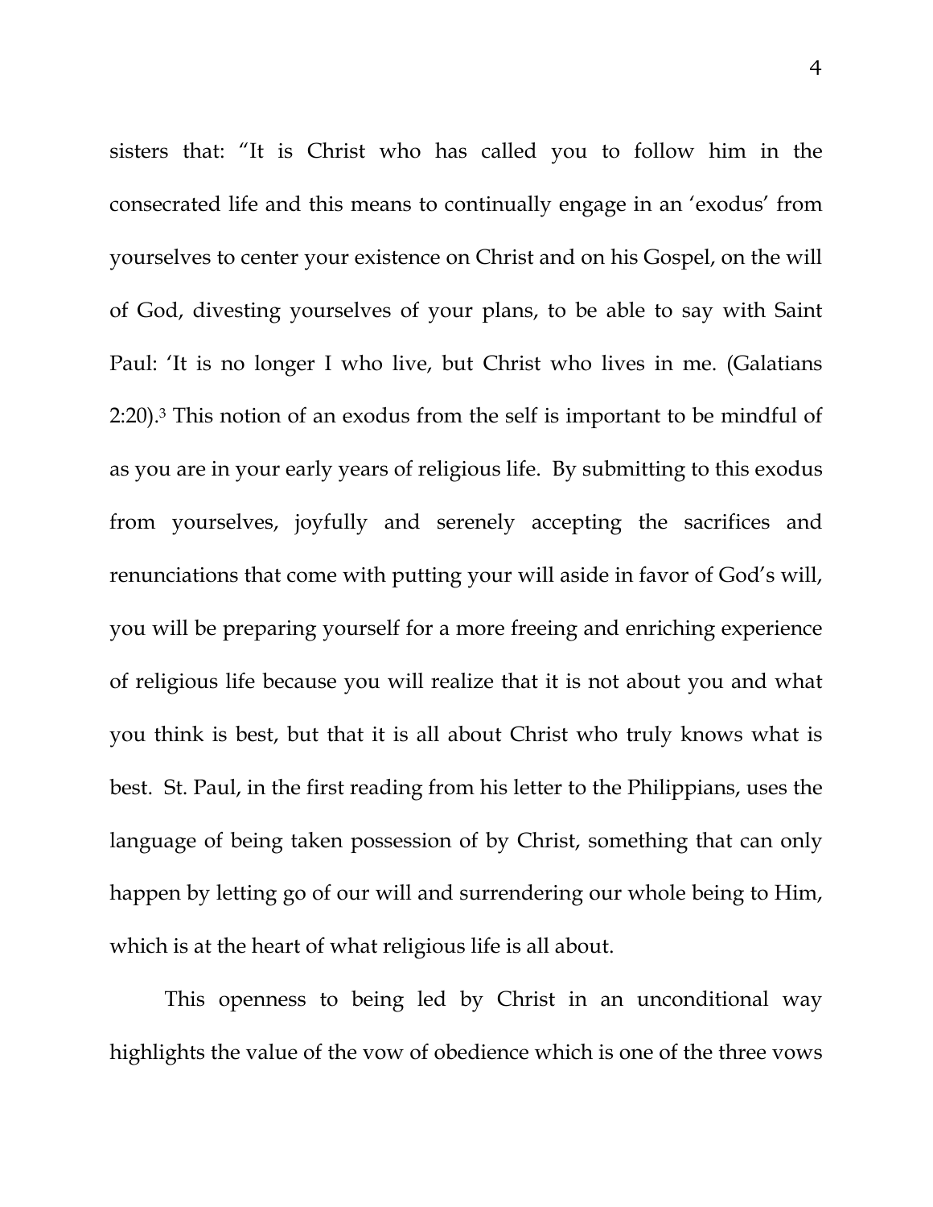sisters that: "It is Christ who has called you to follow him in the consecrated life and this means to continually engage in an 'exodus' from yourselves to center your existence on Christ and on his Gospel, on the will of God, divesting yourselves of your plans, to be able to say with Saint Paul: 'It is no longer I who live, but Christ who lives in me. (Galatians 2:20).[3] This notion of an exodus from the self is important to be mindful of as you are in your early years of religious life. By submitting to this exodus from yourselves, joyfully and serenely accepting the sacrifices and renunciations that come with putting your will aside in favor of God's will, you will be preparing yourself for a more freeing and enriching experience of religious life because you will realize that it is not about you and what you think is best, but that it is all about Christ who truly knows what is best. St. Paul, in the first reading from his letter to the Philippians, uses the language of being taken possession of by Christ, something that can only happen by letting go of our will and surrendering our whole being to Him, which is at the heart of what religious life is all about.

This openness to being led by Christ in an unconditional way highlights the value of the vow of obedience which is one of the three vows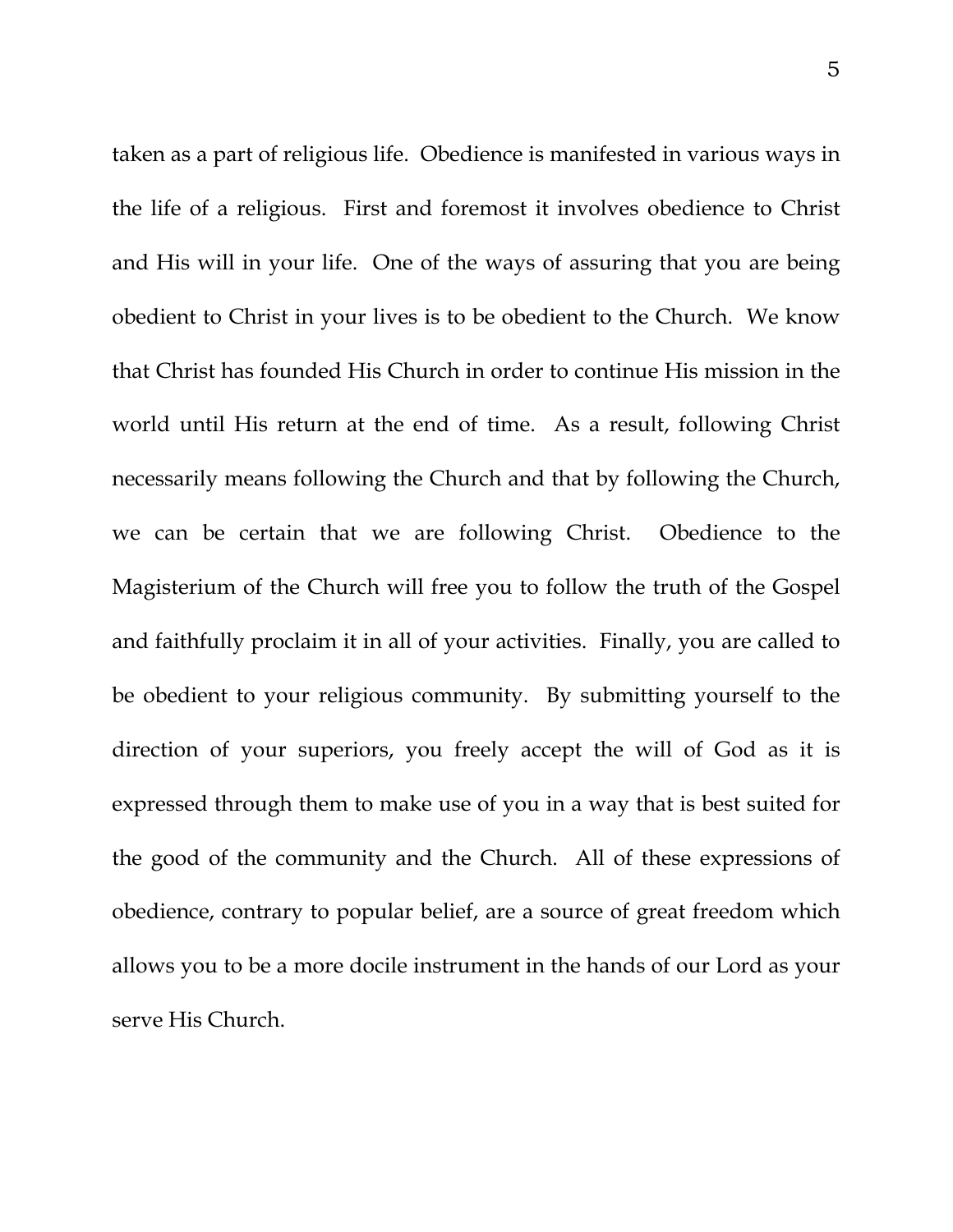taken as a part of religious life. Obedience is manifested in various ways in the life of a religious. First and foremost it involves obedience to Christ and His will in your life. One of the ways of assuring that you are being obedient to Christ in your lives is to be obedient to the Church. We know that Christ has founded His Church in order to continue His mission in the world until His return at the end of time. As a result, following Christ necessarily means following the Church and that by following the Church, we can be certain that we are following Christ. Obedience to the Magisterium of the Church will free you to follow the truth of the Gospel and faithfully proclaim it in all of your activities. Finally, you are called to be obedient to your religious community. By submitting yourself to the direction of your superiors, you freely accept the will of God as it is expressed through them to make use of you in a way that is best suited for the good of the community and the Church. All of these expressions of obedience, contrary to popular belief, are a source of great freedom which allows you to be a more docile instrument in the hands of our Lord as your serve His Church.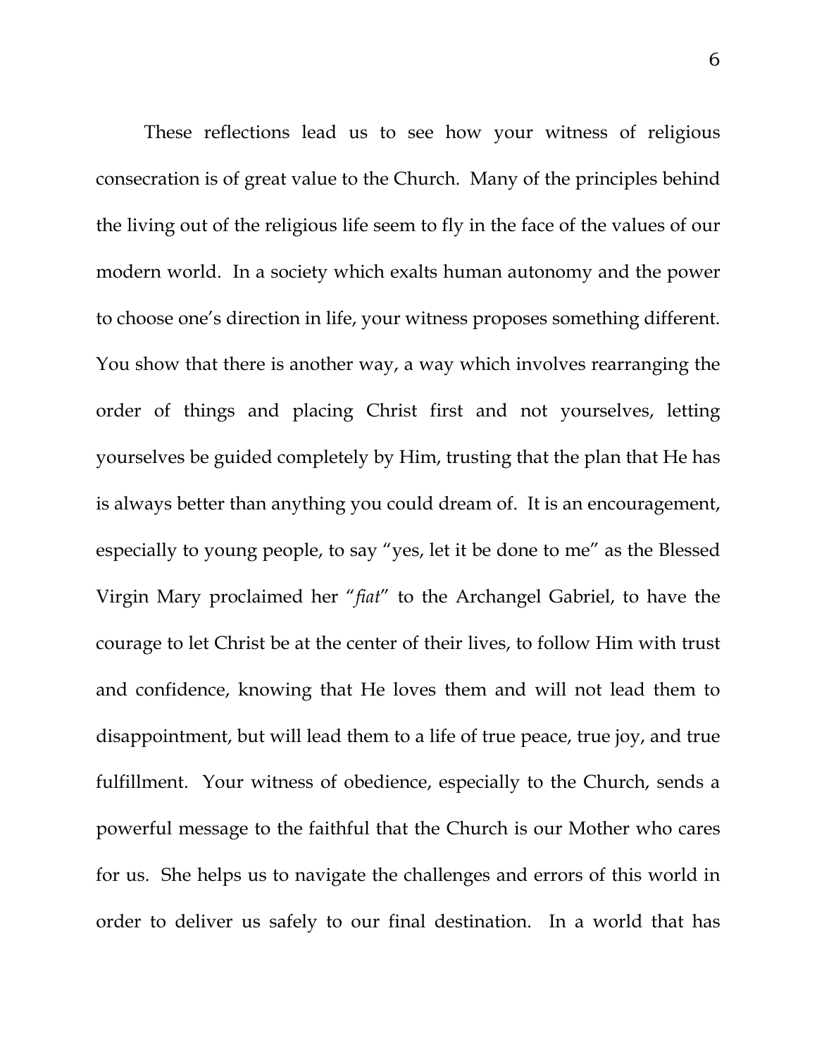These reflections lead us to see how your witness of religious consecration is of great value to the Church. Many of the principles behind the living out of the religious life seem to fly in the face of the values of our modern world. In a society which exalts human autonomy and the power to choose one's direction in life, your witness proposes something different. You show that there is another way, a way which involves rearranging the order of things and placing Christ first and not yourselves, letting yourselves be guided completely by Him, trusting that the plan that He has is always better than anything you could dream of. It is an encouragement, especially to young people, to say "yes, let it be done to me" as the Blessed Virgin Mary proclaimed her "*fiat*" to the Archangel Gabriel, to have the courage to let Christ be at the center of their lives, to follow Him with trust and confidence, knowing that He loves them and will not lead them to disappointment, but will lead them to a life of true peace, true joy, and true fulfillment. Your witness of obedience, especially to the Church, sends a powerful message to the faithful that the Church is our Mother who cares for us. She helps us to navigate the challenges and errors of this world in order to deliver us safely to our final destination. In a world that has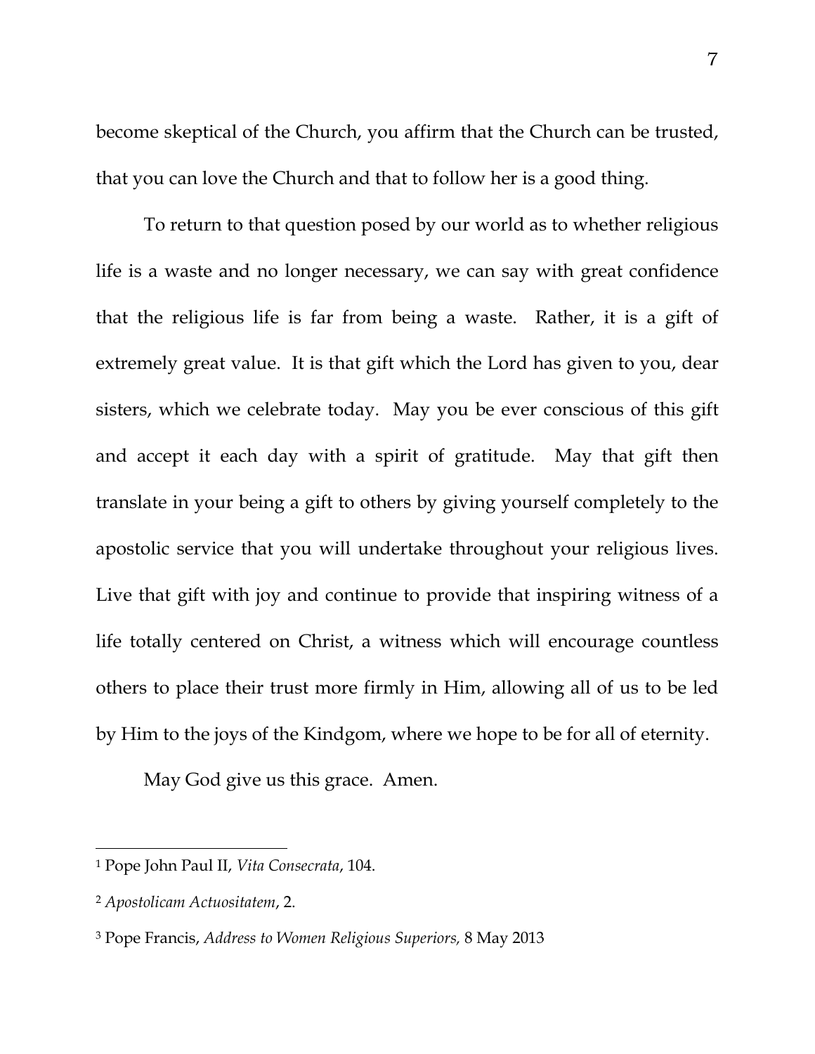become skeptical of the Church, you affirm that the Church can be trusted, that you can love the Church and that to follow her is a good thing.

To return to that question posed by our world as to whether religious life is a waste and no longer necessary, we can say with great confidence that the religious life is far from being a waste. Rather, it is a gift of extremely great value. It is that gift which the Lord has given to you, dear sisters, which we celebrate today. May you be ever conscious of this gift and accept it each day with a spirit of gratitude. May that gift then translate in your being a gift to others by giving yourself completely to the apostolic service that you will undertake throughout your religious lives. Live that gift with joy and continue to provide that inspiring witness of a life totally centered on Christ, a witness which will encourage countless others to place their trust more firmly in Him, allowing all of us to be led by Him to the joys of the Kindgom, where we hope to be for all of eternity.

May God give us this grace. Amen.

---

[1] Pope John Paul II, *Vita Consecrata*, 104.

[2] *Apostolicam Actuositatem*, 2.

[3] Pope Francis, *Address to Women Religious Superiors,* 8 May 2013